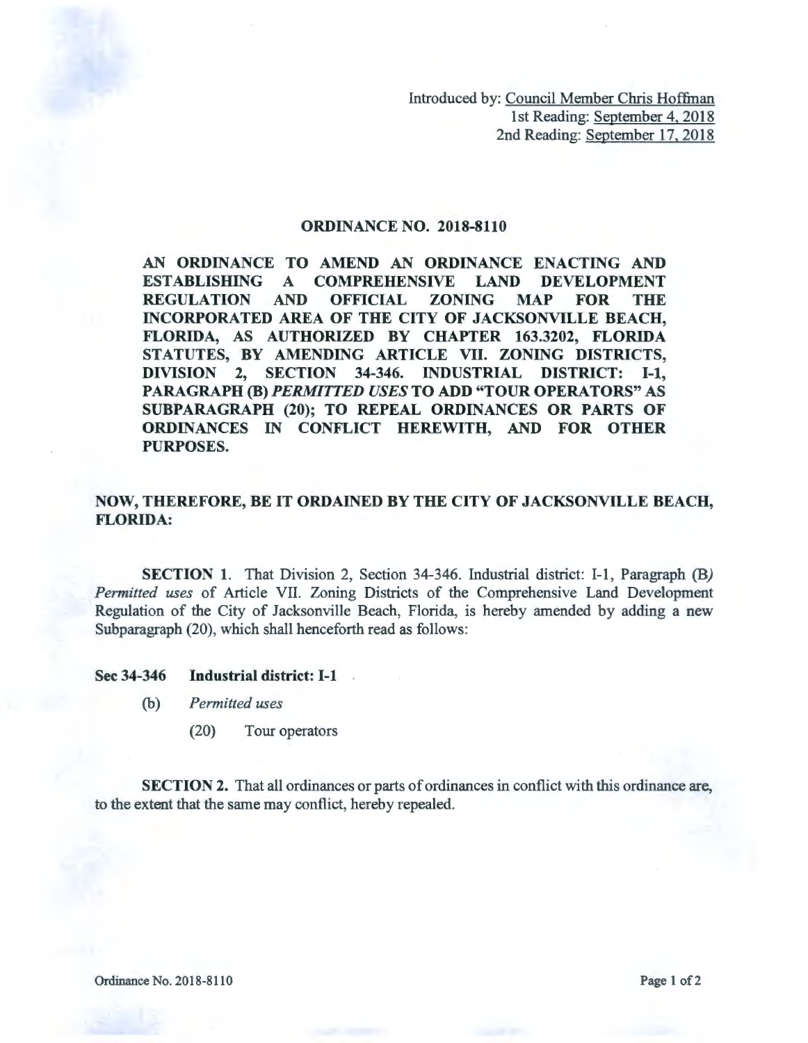Introduced by: Council Member Chris Hoffman
1st Reading: September 4, 2018
2nd Reading: September 17, 2018

# ORDINANCE NO. 2018-8110

**AN ORDINANCE TO AMEND AN ORDINANCE ENACTING AND ESTABLISHING A COMPREHENSIVE LAND DEVELOPMENT REGULATION AND OFFICIAL ZONING MAP FOR THE INCORPORATED AREA OF THE CITY OF JACKSONVILLE BEACH, FLORIDA, AS AUTHORIZED BY CHAPTER 163.3202, FLORIDA STATUTES, BY AMENDING ARTICLE VII. ZONING DISTRICTS, DIVISION 2, SECTION 34-346. INDUSTRIAL DISTRICT: I-1, PARAGRAPH (B) *PERMITTED USES* TO ADD "TOUR OPERATORS" AS SUBPARAGRAPH (20); TO REPEAL ORDINANCES OR PARTS OF ORDINANCES IN CONFLICT HEREWITH, AND FOR OTHER PURPOSES.**

**NOW, THEREFORE, BE IT ORDAINED BY THE CITY OF JACKSONVILLE BEACH, FLORIDA:**

**SECTION 1.** That Division 2, Section 34-346. Industrial district: I-1, Paragraph (B) *Permitted uses* of Article VII. Zoning Districts of the Comprehensive Land Development Regulation of the City of Jacksonville Beach, Florida, is hereby amended by adding a new Subparagraph (20), which shall henceforth read as follows:

**Sec 34-346 Industrial district: I-1**

(b) *Permitted uses*

(20) Tour operators

**SECTION 2.** That all ordinances or parts of ordinances in conflict with this ordinance are, to the extent that the same may conflict, hereby repealed.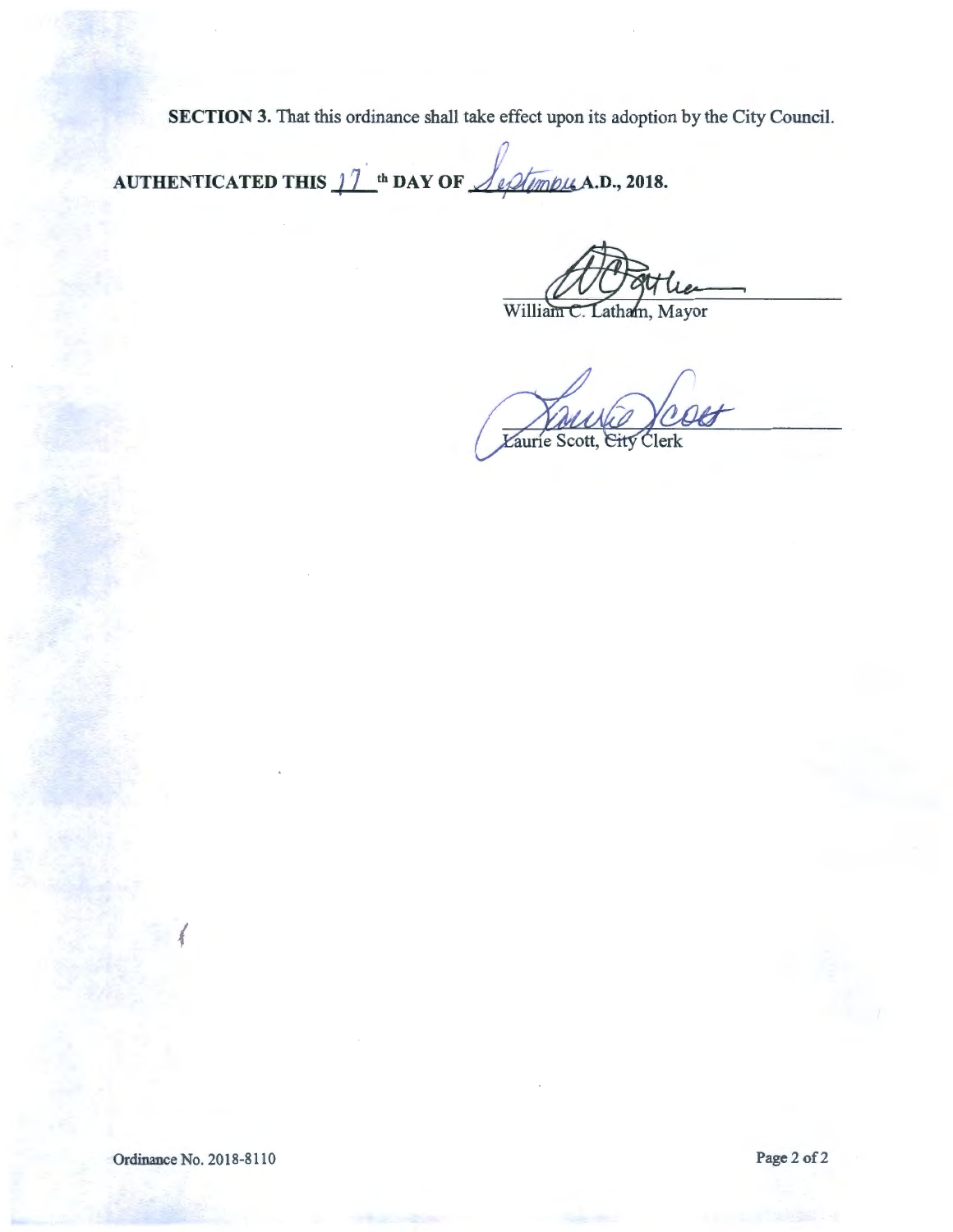**SECTION 3.** That this ordinance shall take effect upon its adoption by the City Council.

**AUTHENTICATED THIS** 17 **th DAY OF** September **A.D., 2018.**

William C. Latham, Mayor

Laurie Scott, City Clerk

Ordinance No. 2018-8110